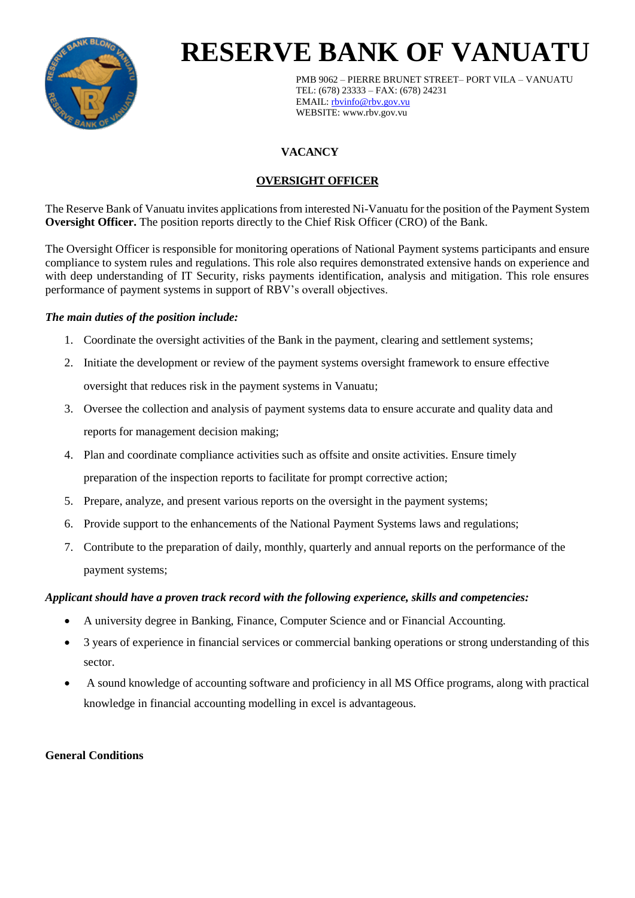# RESERVE BANK OF VANUATU

PMB 9062 – PIERRE BRUNET STREET– PORT VILA – VANUATU
TEL: (678) 23333 – FAX: (678) 24231
EMAIL: rbvinfo@rbv.gov.vu
WEBSITE: www.rbv.gov.vu

**VACANCY**

**OVERSIGHT OFFICER**

The Reserve Bank of Vanuatu invites applications from interested Ni-Vanuatu for the position of the Payment System **Oversight Officer.** The position reports directly to the Chief Risk Officer (CRO) of the Bank.

The Oversight Officer is responsible for monitoring operations of National Payment systems participants and ensure compliance to system rules and regulations. This role also requires demonstrated extensive hands on experience and with deep understanding of IT Security, risks payments identification, analysis and mitigation. This role ensures performance of payment systems in support of RBV's overall objectives.

***The main duties of the position include:***

1. Coordinate the oversight activities of the Bank in the payment, clearing and settlement systems;
2. Initiate the development or review of the payment systems oversight framework to ensure effective oversight that reduces risk in the payment systems in Vanuatu;
3. Oversee the collection and analysis of payment systems data to ensure accurate and quality data and reports for management decision making;
4. Plan and coordinate compliance activities such as offsite and onsite activities. Ensure timely preparation of the inspection reports to facilitate for prompt corrective action;
5. Prepare, analyze, and present various reports on the oversight in the payment systems;
6. Provide support to the enhancements of the National Payment Systems laws and regulations;
7. Contribute to the preparation of daily, monthly, quarterly and annual reports on the performance of the payment systems;

***Applicant should have a proven track record with the following experience, skills and competencies:***

- A university degree in Banking, Finance, Computer Science and or Financial Accounting.
- 3 years of experience in financial services or commercial banking operations or strong understanding of this sector.
- A sound knowledge of accounting software and proficiency in all MS Office programs, along with practical knowledge in financial accounting modelling in excel is advantageous.

**General Conditions**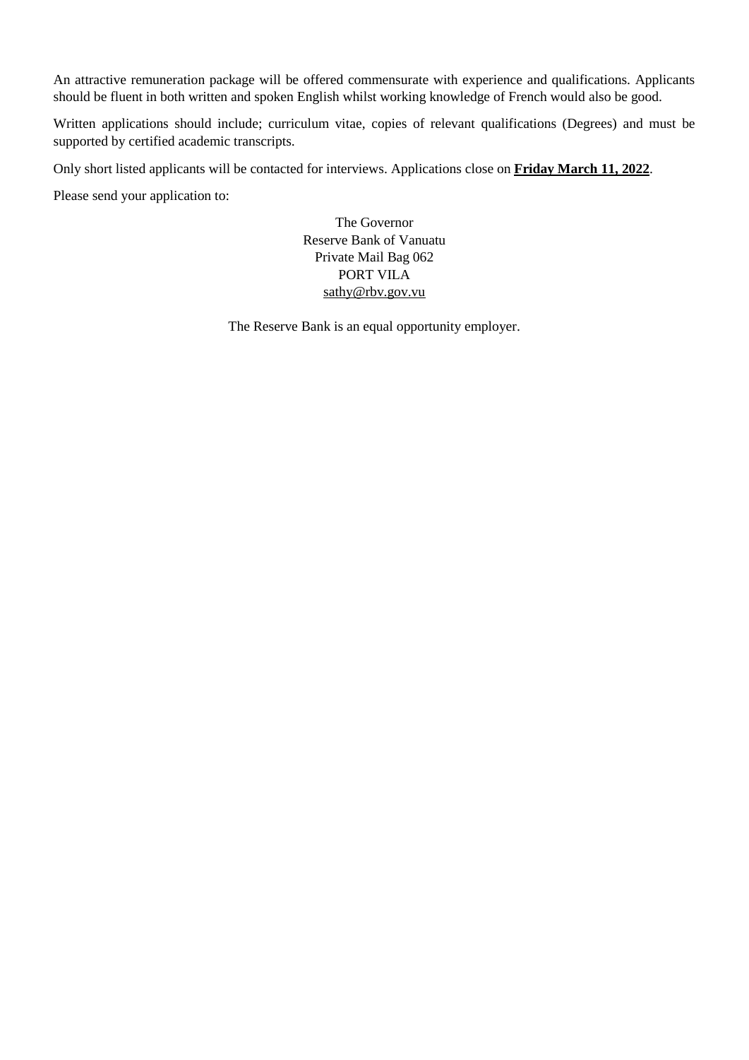An attractive remuneration package will be offered commensurate with experience and qualifications. Applicants should be fluent in both written and spoken English whilst working knowledge of French would also be good.

Written applications should include; curriculum vitae, copies of relevant qualifications (Degrees) and must be supported by certified academic transcripts.

Only short listed applicants will be contacted for interviews. Applications close on **Friday March 11, 2022**.

Please send your application to:

The Governor
Reserve Bank of Vanuatu
Private Mail Bag 062
PORT VILA
sathy@rbv.gov.vu

The Reserve Bank is an equal opportunity employer.